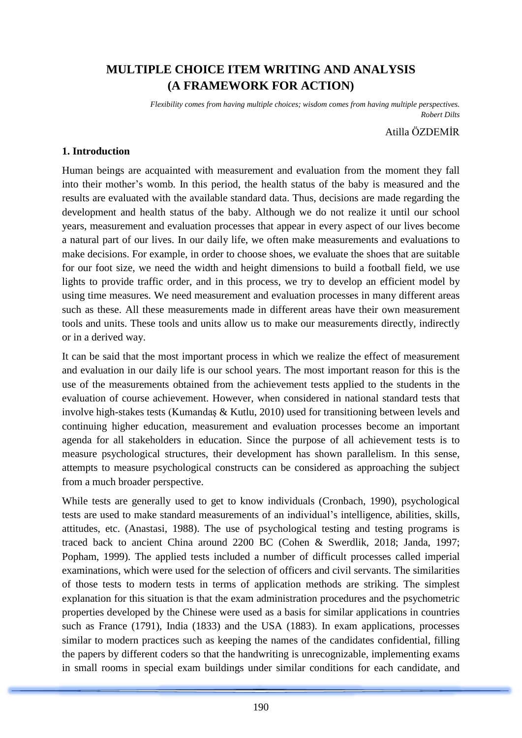# MULTIPLE CHOICE ITEM WRITING AND ANALYSIS (A FRAMEWORK FOR ACTION)

*Flexibility comes from having multiple choices; wisdom comes from having multiple perspectives.*
*Robert Dilts*

Atilla ÖZDEMİR

## 1. Introduction

Human beings are acquainted with measurement and evaluation from the moment they fall into their mother's womb. In this period, the health status of the baby is measured and the results are evaluated with the available standard data. Thus, decisions are made regarding the development and health status of the baby. Although we do not realize it until our school years, measurement and evaluation processes that appear in every aspect of our lives become a natural part of our lives. In our daily life, we often make measurements and evaluations to make decisions. For example, in order to choose shoes, we evaluate the shoes that are suitable for our foot size, we need the width and height dimensions to build a football field, we use lights to provide traffic order, and in this process, we try to develop an efficient model by using time measures. We need measurement and evaluation processes in many different areas such as these. All these measurements made in different areas have their own measurement tools and units. These tools and units allow us to make our measurements directly, indirectly or in a derived way.

It can be said that the most important process in which we realize the effect of measurement and evaluation in our daily life is our school years. The most important reason for this is the use of the measurements obtained from the achievement tests applied to the students in the evaluation of course achievement. However, when considered in national standard tests that involve high-stakes tests (Kumandaş & Kutlu, 2010) used for transitioning between levels and continuing higher education, measurement and evaluation processes become an important agenda for all stakeholders in education. Since the purpose of all achievement tests is to measure psychological structures, their development has shown parallelism. In this sense, attempts to measure psychological constructs can be considered as approaching the subject from a much broader perspective.

While tests are generally used to get to know individuals (Cronbach, 1990), psychological tests are used to make standard measurements of an individual's intelligence, abilities, skills, attitudes, etc. (Anastasi, 1988). The use of psychological testing and testing programs is traced back to ancient China around 2200 BC (Cohen & Swerdlik, 2018; Janda, 1997; Popham, 1999). The applied tests included a number of difficult processes called imperial examinations, which were used for the selection of officers and civil servants. The similarities of those tests to modern tests in terms of application methods are striking. The simplest explanation for this situation is that the exam administration procedures and the psychometric properties developed by the Chinese were used as a basis for similar applications in countries such as France (1791), India (1833) and the USA (1883). In exam applications, processes similar to modern practices such as keeping the names of the candidates confidential, filling the papers by different coders so that the handwriting is unrecognizable, implementing exams in small rooms in special exam buildings under similar conditions for each candidate, and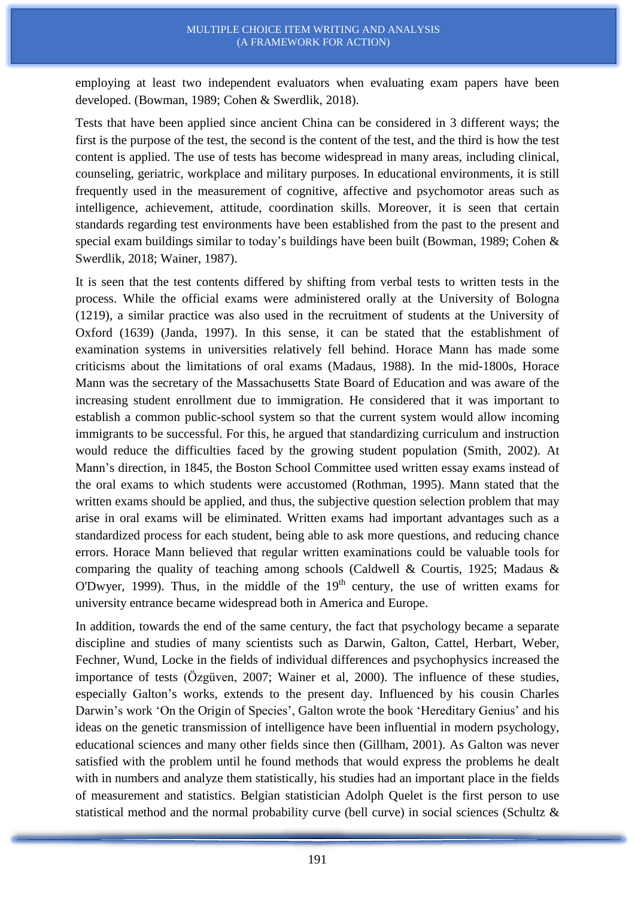employing at least two independent evaluators when evaluating exam papers have been developed. (Bowman, 1989; Cohen & Swerdlik, 2018).

Tests that have been applied since ancient China can be considered in 3 different ways; the first is the purpose of the test, the second is the content of the test, and the third is how the test content is applied. The use of tests has become widespread in many areas, including clinical, counseling, geriatric, workplace and military purposes. In educational environments, it is still frequently used in the measurement of cognitive, affective and psychomotor areas such as intelligence, achievement, attitude, coordination skills. Moreover, it is seen that certain standards regarding test environments have been established from the past to the present and special exam buildings similar to today's buildings have been built (Bowman, 1989; Cohen & Swerdlik, 2018; Wainer, 1987).

It is seen that the test contents differed by shifting from verbal tests to written tests in the process. While the official exams were administered orally at the University of Bologna (1219), a similar practice was also used in the recruitment of students at the University of Oxford (1639) (Janda, 1997). In this sense, it can be stated that the establishment of examination systems in universities relatively fell behind. Horace Mann has made some criticisms about the limitations of oral exams (Madaus, 1988). In the mid-1800s, Horace Mann was the secretary of the Massachusetts State Board of Education and was aware of the increasing student enrollment due to immigration. He considered that it was important to establish a common public-school system so that the current system would allow incoming immigrants to be successful. For this, he argued that standardizing curriculum and instruction would reduce the difficulties faced by the growing student population (Smith, 2002). At Mann's direction, in 1845, the Boston School Committee used written essay exams instead of the oral exams to which students were accustomed (Rothman, 1995). Mann stated that the written exams should be applied, and thus, the subjective question selection problem that may arise in oral exams will be eliminated. Written exams had important advantages such as a standardized process for each student, being able to ask more questions, and reducing chance errors. Horace Mann believed that regular written examinations could be valuable tools for comparing the quality of teaching among schools (Caldwell & Courtis, 1925; Madaus & O'Dwyer, 1999). Thus, in the middle of the 19th century, the use of written exams for university entrance became widespread both in America and Europe.

In addition, towards the end of the same century, the fact that psychology became a separate discipline and studies of many scientists such as Darwin, Galton, Cattel, Herbart, Weber, Fechner, Wund, Locke in the fields of individual differences and psychophysics increased the importance of tests (Özgüven, 2007; Wainer et al, 2000). The influence of these studies, especially Galton's works, extends to the present day. Influenced by his cousin Charles Darwin's work 'On the Origin of Species', Galton wrote the book 'Hereditary Genius' and his ideas on the genetic transmission of intelligence have been influential in modern psychology, educational sciences and many other fields since then (Gillham, 2001). As Galton was never satisfied with the problem until he found methods that would express the problems he dealt with in numbers and analyze them statistically, his studies had an important place in the fields of measurement and statistics. Belgian statistician Adolph Quelet is the first person to use statistical method and the normal probability curve (bell curve) in social sciences (Schultz &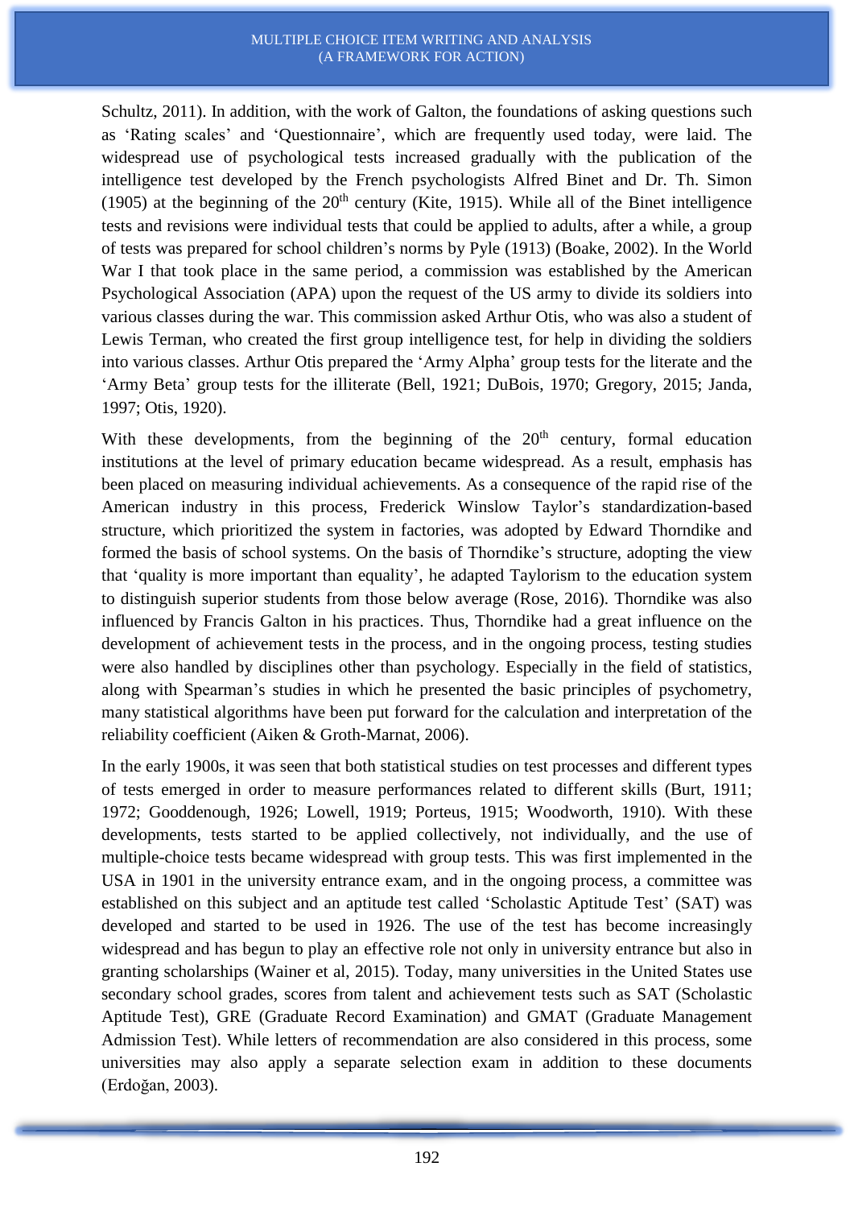Schultz, 2011). In addition, with the work of Galton, the foundations of asking questions such as 'Rating scales' and 'Questionnaire', which are frequently used today, were laid. The widespread use of psychological tests increased gradually with the publication of the intelligence test developed by the French psychologists Alfred Binet and Dr. Th. Simon (1905) at the beginning of the 20th century (Kite, 1915). While all of the Binet intelligence tests and revisions were individual tests that could be applied to adults, after a while, a group of tests was prepared for school children's norms by Pyle (1913) (Boake, 2002). In the World War I that took place in the same period, a commission was established by the American Psychological Association (APA) upon the request of the US army to divide its soldiers into various classes during the war. This commission asked Arthur Otis, who was also a student of Lewis Terman, who created the first group intelligence test, for help in dividing the soldiers into various classes. Arthur Otis prepared the 'Army Alpha' group tests for the literate and the 'Army Beta' group tests for the illiterate (Bell, 1921; DuBois, 1970; Gregory, 2015; Janda, 1997; Otis, 1920).

With these developments, from the beginning of the 20th century, formal education institutions at the level of primary education became widespread. As a result, emphasis has been placed on measuring individual achievements. As a consequence of the rapid rise of the American industry in this process, Frederick Winslow Taylor's standardization-based structure, which prioritized the system in factories, was adopted by Edward Thorndike and formed the basis of school systems. On the basis of Thorndike's structure, adopting the view that 'quality is more important than equality', he adapted Taylorism to the education system to distinguish superior students from those below average (Rose, 2016). Thorndike was also influenced by Francis Galton in his practices. Thus, Thorndike had a great influence on the development of achievement tests in the process, and in the ongoing process, testing studies were also handled by disciplines other than psychology. Especially in the field of statistics, along with Spearman's studies in which he presented the basic principles of psychometry, many statistical algorithms have been put forward for the calculation and interpretation of the reliability coefficient (Aiken & Groth-Marnat, 2006).

In the early 1900s, it was seen that both statistical studies on test processes and different types of tests emerged in order to measure performances related to different skills (Burt, 1911; 1972; Gooddenough, 1926; Lowell, 1919; Porteus, 1915; Woodworth, 1910). With these developments, tests started to be applied collectively, not individually, and the use of multiple-choice tests became widespread with group tests. This was first implemented in the USA in 1901 in the university entrance exam, and in the ongoing process, a committee was established on this subject and an aptitude test called 'Scholastic Aptitude Test' (SAT) was developed and started to be used in 1926. The use of the test has become increasingly widespread and has begun to play an effective role not only in university entrance but also in granting scholarships (Wainer et al, 2015). Today, many universities in the United States use secondary school grades, scores from talent and achievement tests such as SAT (Scholastic Aptitude Test), GRE (Graduate Record Examination) and GMAT (Graduate Management Admission Test). While letters of recommendation are also considered in this process, some universities may also apply a separate selection exam in addition to these documents (Erdoğan, 2003).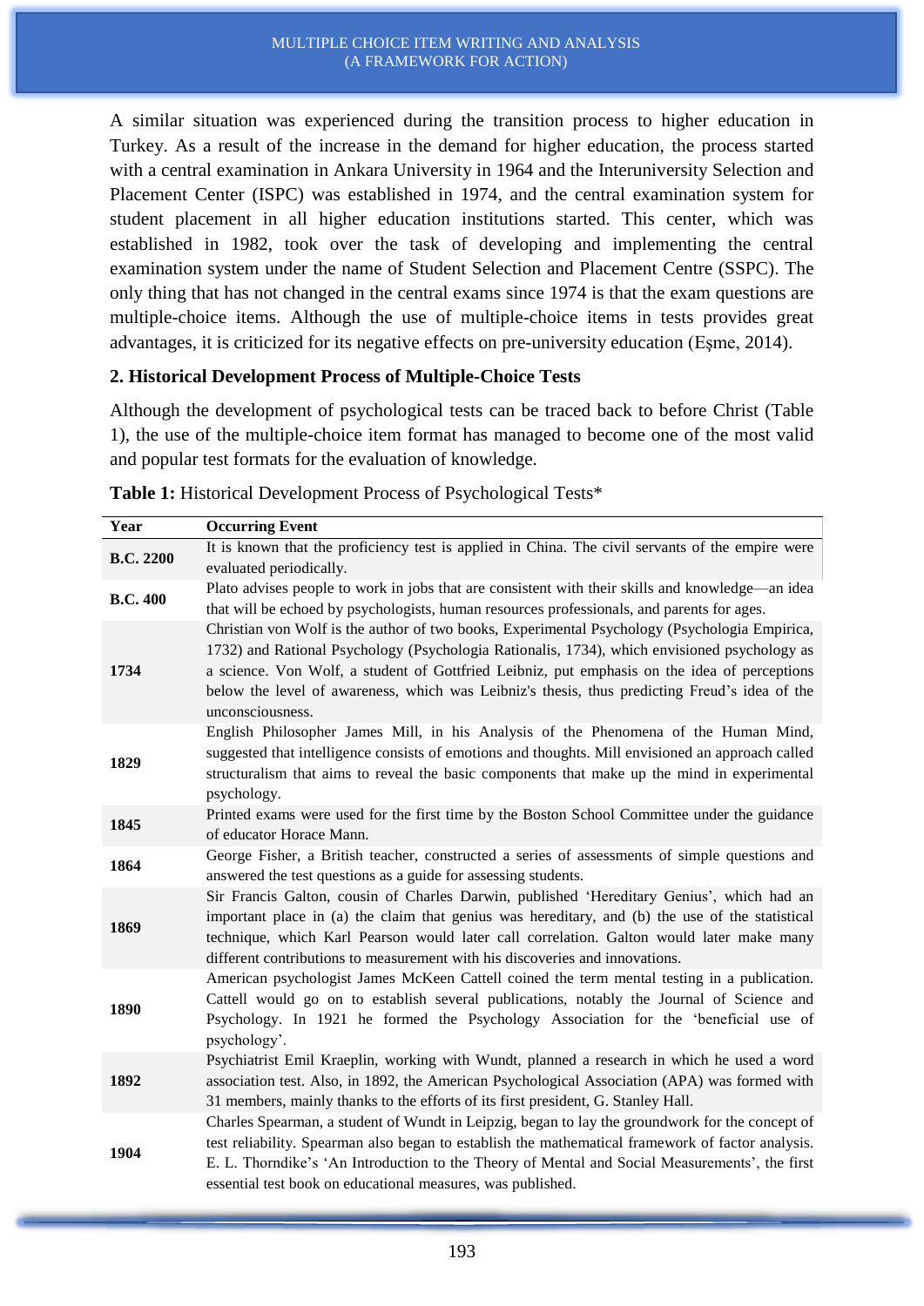A similar situation was experienced during the transition process to higher education in Turkey. As a result of the increase in the demand for higher education, the process started with a central examination in Ankara University in 1964 and the Interuniversity Selection and Placement Center (ISPC) was established in 1974, and the central examination system for student placement in all higher education institutions started. This center, which was established in 1982, took over the task of developing and implementing the central examination system under the name of Student Selection and Placement Centre (SSPC). The only thing that has not changed in the central exams since 1974 is that the exam questions are multiple-choice items. Although the use of multiple-choice items in tests provides great advantages, it is criticized for its negative effects on pre-university education (Eşme, 2014).

## 2. Historical Development Process of Multiple-Choice Tests

Although the development of psychological tests can be traced back to before Christ (Table 1), the use of the multiple-choice item format has managed to become one of the most valid and popular test formats for the evaluation of knowledge.

**Table 1:** Historical Development Process of Psychological Tests*

| Year | Occurring Event |
|---|---|
| **B.C. 2200** | It is known that the proficiency test is applied in China. The civil servants of the empire were evaluated periodically. |
| **B.C. 400** | Plato advises people to work in jobs that are consistent with their skills and knowledge—an idea that will be echoed by psychologists, human resources professionals, and parents for ages. |
| **1734** | Christian von Wolf is the author of two books, Experimental Psychology (Psychologia Empirica, 1732) and Rational Psychology (Psychologia Rationalis, 1734), which envisioned psychology as a science. Von Wolf, a student of Gottfried Leibniz, put emphasis on the idea of perceptions below the level of awareness, which was Leibniz's thesis, thus predicting Freud's idea of the unconsciousness. |
| **1829** | English Philosopher James Mill, in his Analysis of the Phenomena of the Human Mind, suggested that intelligence consists of emotions and thoughts. Mill envisioned an approach called structuralism that aims to reveal the basic components that make up the mind in experimental psychology. |
| **1845** | Printed exams were used for the first time by the Boston School Committee under the guidance of educator Horace Mann. |
| **1864** | George Fisher, a British teacher, constructed a series of assessments of simple questions and answered the test questions as a guide for assessing students. |
| **1869** | Sir Francis Galton, cousin of Charles Darwin, published 'Hereditary Genius', which had an important place in (a) the claim that genius was hereditary, and (b) the use of the statistical technique, which Karl Pearson would later call correlation. Galton would later make many different contributions to measurement with his discoveries and innovations. |
| **1890** | American psychologist James McKeen Cattell coined the term mental testing in a publication. Cattell would go on to establish several publications, notably the Journal of Science and Psychology. In 1921 he formed the Psychology Association for the 'beneficial use of psychology'. |
| **1892** | Psychiatrist Emil Kraeplin, working with Wundt, planned a research in which he used a word association test. Also, in 1892, the American Psychological Association (APA) was formed with 31 members, mainly thanks to the efforts of its first president, G. Stanley Hall. |
| **1904** | Charles Spearman, a student of Wundt in Leipzig, began to lay the groundwork for the concept of test reliability. Spearman also began to establish the mathematical framework of factor analysis. E. L. Thorndike's 'An Introduction to the Theory of Mental and Social Measurements', the first essential test book on educational measures, was published. |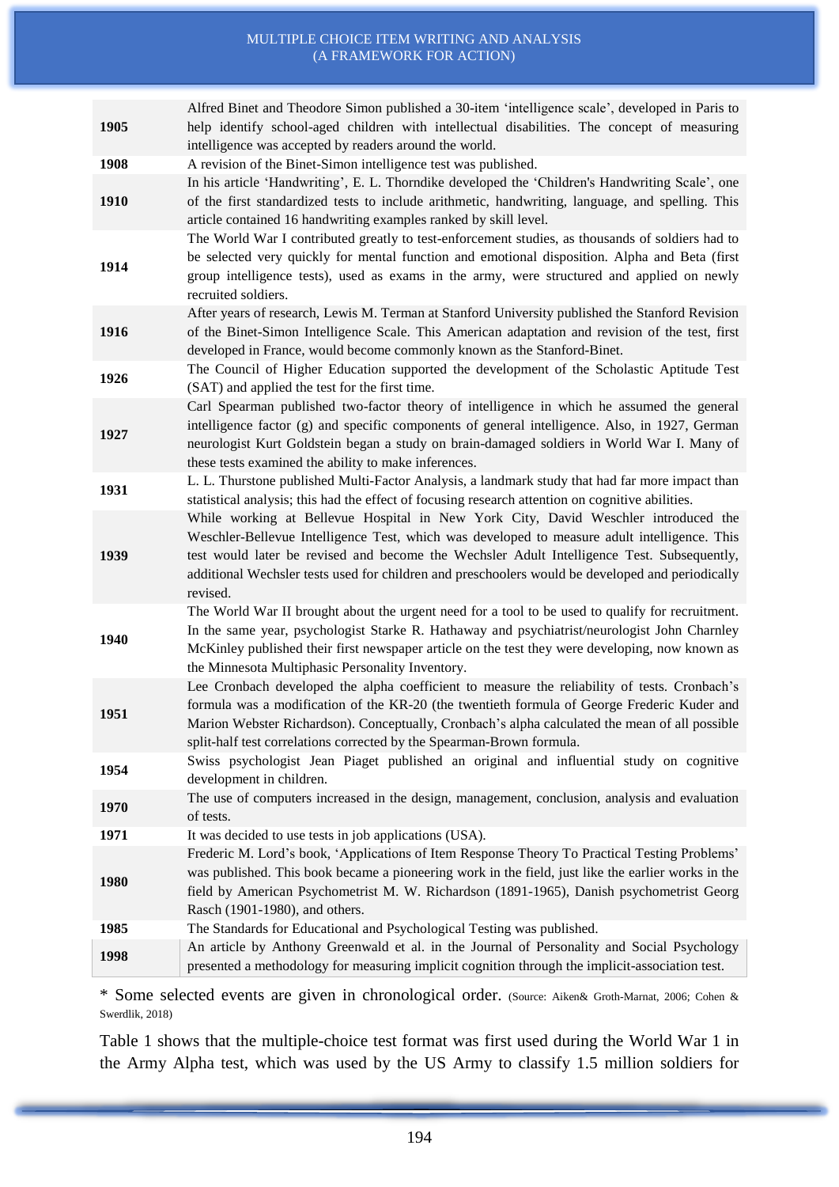| | |
|---|---|
| **1905** | Alfred Binet and Theodore Simon published a 30-item 'intelligence scale', developed in Paris to help identify school-aged children with intellectual disabilities. The concept of measuring intelligence was accepted by readers around the world. |
| **1908** | A revision of the Binet-Simon intelligence test was published. |
| **1910** | In his article 'Handwriting', E. L. Thorndike developed the 'Children's Handwriting Scale', one of the first standardized tests to include arithmetic, handwriting, language, and spelling. This article contained 16 handwriting examples ranked by skill level. |
| **1914** | The World War I contributed greatly to test-enforcement studies, as thousands of soldiers had to be selected very quickly for mental function and emotional disposition. Alpha and Beta (first group intelligence tests), used as exams in the army, were structured and applied on newly recruited soldiers. |
| **1916** | After years of research, Lewis M. Terman at Stanford University published the Stanford Revision of the Binet-Simon Intelligence Scale. This American adaptation and revision of the test, first developed in France, would become commonly known as the Stanford-Binet. |
| **1926** | The Council of Higher Education supported the development of the Scholastic Aptitude Test (SAT) and applied the test for the first time. |
| **1927** | Carl Spearman published two-factor theory of intelligence in which he assumed the general intelligence factor (g) and specific components of general intelligence. Also, in 1927, German neurologist Kurt Goldstein began a study on brain-damaged soldiers in World War I. Many of these tests examined the ability to make inferences. |
| **1931** | L. L. Thurstone published Multi-Factor Analysis, a landmark study that had far more impact than statistical analysis; this had the effect of focusing research attention on cognitive abilities. |
| **1939** | While working at Bellevue Hospital in New York City, David Weschler introduced the Weschler-Bellevue Intelligence Test, which was developed to measure adult intelligence. This test would later be revised and become the Wechsler Adult Intelligence Test. Subsequently, additional Wechsler tests used for children and preschoolers would be developed and periodically revised. |
| **1940** | The World War II brought about the urgent need for a tool to be used to qualify for recruitment. In the same year, psychologist Starke R. Hathaway and psychiatrist/neurologist John Charnley McKinley published their first newspaper article on the test they were developing, now known as the Minnesota Multiphasic Personality Inventory. |
| **1951** | Lee Cronbach developed the alpha coefficient to measure the reliability of tests. Cronbach's formula was a modification of the KR-20 (the twentieth formula of George Frederic Kuder and Marion Webster Richardson). Conceptually, Cronbach's alpha calculated the mean of all possible split-half test correlations corrected by the Spearman-Brown formula. |
| **1954** | Swiss psychologist Jean Piaget published an original and influential study on cognitive development in children. |
| **1970** | The use of computers increased in the design, management, conclusion, analysis and evaluation of tests. |
| **1971** | It was decided to use tests in job applications (USA). |
| **1980** | Frederic M. Lord's book, 'Applications of Item Response Theory To Practical Testing Problems' was published. This book became a pioneering work in the field, just like the earlier works in the field by American Psychometrist M. W. Richardson (1891-1965), Danish psychometrist Georg Rasch (1901-1980), and others. |
| **1985** | The Standards for Educational and Psychological Testing was published. |
| **1998** | An article by Anthony Greenwald et al. in the Journal of Personality and Social Psychology presented a methodology for measuring implicit cognition through the implicit-association test. |

\* Some selected events are given in chronological order. (Source: Aiken& Groth-Marnat, 2006; Cohen & Swerdlik, 2018)

Table 1 shows that the multiple-choice test format was first used during the World War 1 in the Army Alpha test, which was used by the US Army to classify 1.5 million soldiers for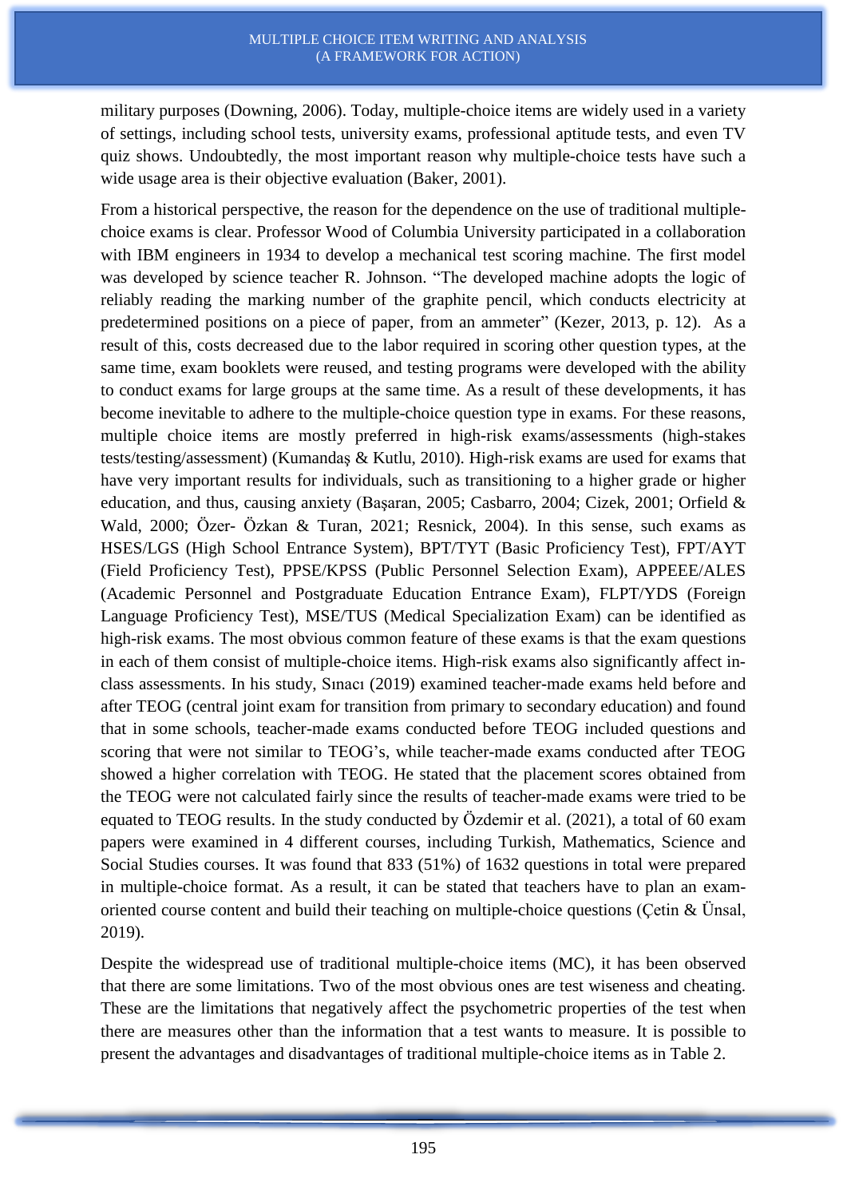military purposes (Downing, 2006). Today, multiple-choice items are widely used in a variety of settings, including school tests, university exams, professional aptitude tests, and even TV quiz shows. Undoubtedly, the most important reason why multiple-choice tests have such a wide usage area is their objective evaluation (Baker, 2001).

From a historical perspective, the reason for the dependence on the use of traditional multiple-choice exams is clear. Professor Wood of Columbia University participated in a collaboration with IBM engineers in 1934 to develop a mechanical test scoring machine. The first model was developed by science teacher R. Johnson. "The developed machine adopts the logic of reliably reading the marking number of the graphite pencil, which conducts electricity at predetermined positions on a piece of paper, from an ammeter" (Kezer, 2013, p. 12). As a result of this, costs decreased due to the labor required in scoring other question types, at the same time, exam booklets were reused, and testing programs were developed with the ability to conduct exams for large groups at the same time. As a result of these developments, it has become inevitable to adhere to the multiple-choice question type in exams. For these reasons, multiple choice items are mostly preferred in high-risk exams/assessments (high-stakes tests/testing/assessment) (Kumandaş & Kutlu, 2010). High-risk exams are used for exams that have very important results for individuals, such as transitioning to a higher grade or higher education, and thus, causing anxiety (Başaran, 2005; Casbarro, 2004; Cizek, 2001; Orfield & Wald, 2000; Özer- Özkan & Turan, 2021; Resnick, 2004). In this sense, such exams as HSES/LGS (High School Entrance System), BPT/TYT (Basic Proficiency Test), FPT/AYT (Field Proficiency Test), PPSE/KPSS (Public Personnel Selection Exam), APPEEE/ALES (Academic Personnel and Postgraduate Education Entrance Exam), FLPT/YDS (Foreign Language Proficiency Test), MSE/TUS (Medical Specialization Exam) can be identified as high-risk exams. The most obvious common feature of these exams is that the exam questions in each of them consist of multiple-choice items. High-risk exams also significantly affect in-class assessments. In his study, Sınacı (2019) examined teacher-made exams held before and after TEOG (central joint exam for transition from primary to secondary education) and found that in some schools, teacher-made exams conducted before TEOG included questions and scoring that were not similar to TEOG's, while teacher-made exams conducted after TEOG showed a higher correlation with TEOG. He stated that the placement scores obtained from the TEOG were not calculated fairly since the results of teacher-made exams were tried to be equated to TEOG results. In the study conducted by Özdemir et al. (2021), a total of 60 exam papers were examined in 4 different courses, including Turkish, Mathematics, Science and Social Studies courses. It was found that 833 (51%) of 1632 questions in total were prepared in multiple-choice format. As a result, it can be stated that teachers have to plan an exam-oriented course content and build their teaching on multiple-choice questions (Çetin & Ünsal, 2019).

Despite the widespread use of traditional multiple-choice items (MC), it has been observed that there are some limitations. Two of the most obvious ones are test wiseness and cheating. These are the limitations that negatively affect the psychometric properties of the test when there are measures other than the information that a test wants to measure. It is possible to present the advantages and disadvantages of traditional multiple-choice items as in Table 2.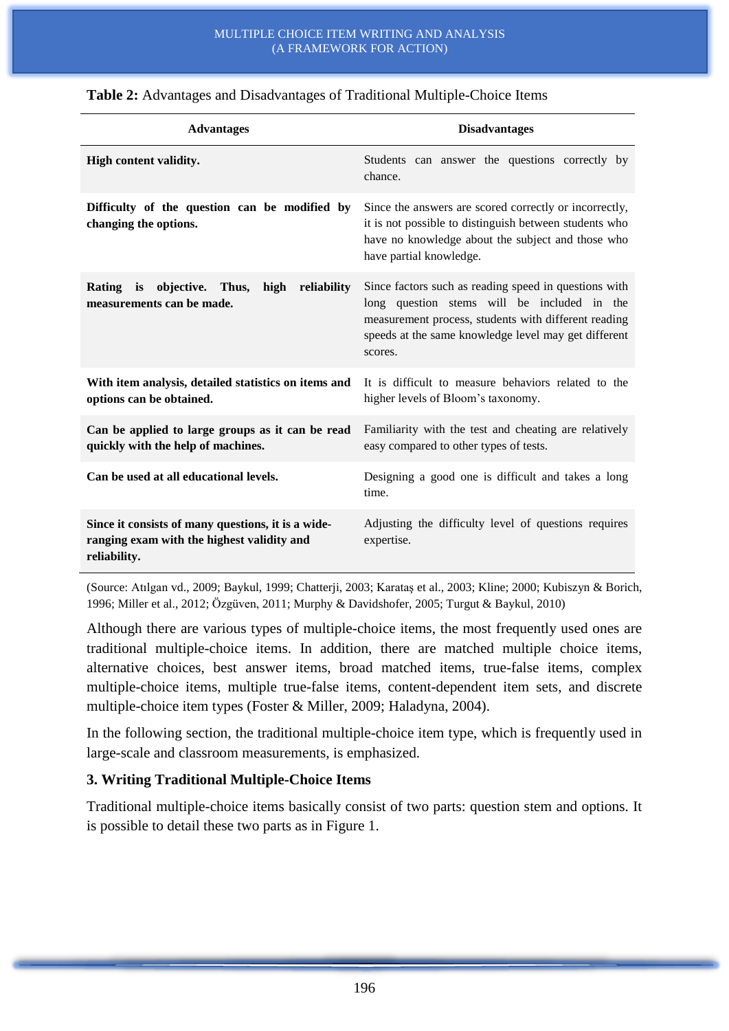**Table 2:** Advantages and Disadvantages of Traditional Multiple-Choice Items

| Advantages | Disadvantages |
|---|---|
| **High content validity.** | Students can answer the questions correctly by chance. |
| **Difficulty of the question can be modified by changing the options.** | Since the answers are scored correctly or incorrectly, it is not possible to distinguish between students who have no knowledge about the subject and those who have partial knowledge. |
| **Rating is objective. Thus, high reliability measurements can be made.** | Since factors such as reading speed in questions with long question stems will be included in the measurement process, students with different reading speeds at the same knowledge level may get different scores. |
| **With item analysis, detailed statistics on items and options can be obtained.** | It is difficult to measure behaviors related to the higher levels of Bloom's taxonomy. |
| **Can be applied to large groups as it can be read quickly with the help of machines.** | Familiarity with the test and cheating are relatively easy compared to other types of tests. |
| **Can be used at all educational levels.** | Designing a good one is difficult and takes a long time. |
| **Since it consists of many questions, it is a wide-ranging exam with the highest validity and reliability.** | Adjusting the difficulty level of questions requires expertise. |

(Source: Atılgan vd., 2009; Baykul, 1999; Chatterji, 2003; Karataş et al., 2003; Kline; 2000; Kubiszyn & Borich, 1996; Miller et al., 2012; Özgüven, 2011; Murphy & Davidshofer, 2005; Turgut & Baykul, 2010)

Although there are various types of multiple-choice items, the most frequently used ones are traditional multiple-choice items. In addition, there are matched multiple choice items, alternative choices, best answer items, broad matched items, true-false items, complex multiple-choice items, multiple true-false items, content-dependent item sets, and discrete multiple-choice item types (Foster & Miller, 2009; Haladyna, 2004).

In the following section, the traditional multiple-choice item type, which is frequently used in large-scale and classroom measurements, is emphasized.

### 3. Writing Traditional Multiple-Choice Items

Traditional multiple-choice items basically consist of two parts: question stem and options. It is possible to detail these two parts as in Figure 1.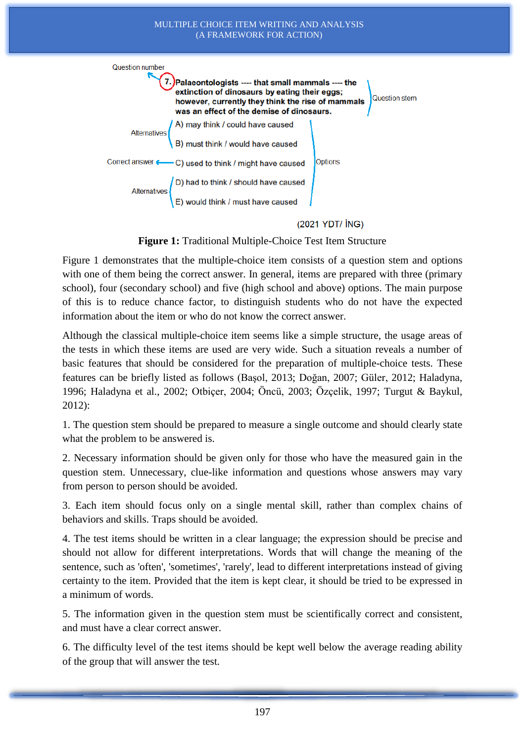Question number

7. Palaeontologists ---- that small mammals ---- the extinction of dinosaurs by eating their eggs; however, currently they think the rise of mammals was an effect of the demise of dinosaurs.

Question stem

Alternatives

A) may think / could have caused

B) must think / would have caused

Correct answer

C) used to think / might have caused

Options

Alternatives

D) had to think / should have caused

E) would think / must have caused

(2021 YDT/ İNG)

**Figure 1:** Traditional Multiple-Choice Test Item Structure

Figure 1 demonstrates that the multiple-choice item consists of a question stem and options with one of them being the correct answer. In general, items are prepared with three (primary school), four (secondary school) and five (high school and above) options. The main purpose of this is to reduce chance factor, to distinguish students who do not have the expected information about the item or who do not know the correct answer.

Although the classical multiple-choice item seems like a simple structure, the usage areas of the tests in which these items are used are very wide. Such a situation reveals a number of basic features that should be considered for the preparation of multiple-choice tests. These features can be briefly listed as follows (Başol, 2013; Doğan, 2007; Güler, 2012; Haladyna, 1996; Haladyna et al., 2002; Otbiçer, 2004; Öncü, 2003; Özçelik, 1997; Turgut & Baykul, 2012):

1. The question stem should be prepared to measure a single outcome and should clearly state what the problem to be answered is.

2. Necessary information should be given only for those who have the measured gain in the question stem. Unnecessary, clue-like information and questions whose answers may vary from person to person should be avoided.

3. Each item should focus only on a single mental skill, rather than complex chains of behaviors and skills. Traps should be avoided.

4. The test items should be written in a clear language; the expression should be precise and should not allow for different interpretations. Words that will change the meaning of the sentence, such as 'often', 'sometimes', 'rarely', lead to different interpretations instead of giving certainty to the item. Provided that the item is kept clear, it should be tried to be expressed in a minimum of words.

5. The information given in the question stem must be scientifically correct and consistent, and must have a clear correct answer.

6. The difficulty level of the test items should be kept well below the average reading ability of the group that will answer the test.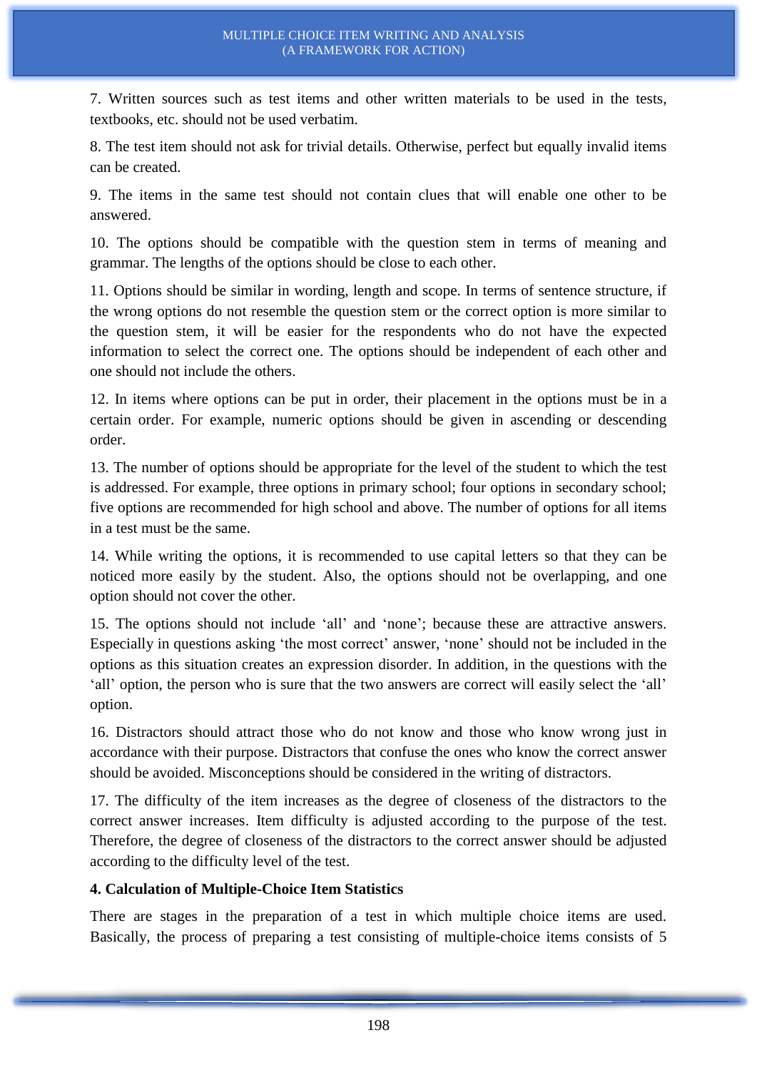7. Written sources such as test items and other written materials to be used in the tests, textbooks, etc. should not be used verbatim.

8. The test item should not ask for trivial details. Otherwise, perfect but equally invalid items can be created.

9. The items in the same test should not contain clues that will enable one other to be answered.

10. The options should be compatible with the question stem in terms of meaning and grammar. The lengths of the options should be close to each other.

11. Options should be similar in wording, length and scope. In terms of sentence structure, if the wrong options do not resemble the question stem or the correct option is more similar to the question stem, it will be easier for the respondents who do not have the expected information to select the correct one. The options should be independent of each other and one should not include the others.

12. In items where options can be put in order, their placement in the options must be in a certain order. For example, numeric options should be given in ascending or descending order.

13. The number of options should be appropriate for the level of the student to which the test is addressed. For example, three options in primary school; four options in secondary school; five options are recommended for high school and above. The number of options for all items in a test must be the same.

14. While writing the options, it is recommended to use capital letters so that they can be noticed more easily by the student. Also, the options should not be overlapping, and one option should not cover the other.

15. The options should not include 'all' and 'none'; because these are attractive answers. Especially in questions asking 'the most correct' answer, 'none' should not be included in the options as this situation creates an expression disorder. In addition, in the questions with the 'all' option, the person who is sure that the two answers are correct will easily select the 'all' option.

16. Distractors should attract those who do not know and those who know wrong just in accordance with their purpose. Distractors that confuse the ones who know the correct answer should be avoided. Misconceptions should be considered in the writing of distractors.

17. The difficulty of the item increases as the degree of closeness of the distractors to the correct answer increases. Item difficulty is adjusted according to the purpose of the test. Therefore, the degree of closeness of the distractors to the correct answer should be adjusted according to the difficulty level of the test.

## 4. Calculation of Multiple-Choice Item Statistics

There are stages in the preparation of a test in which multiple choice items are used. Basically, the process of preparing a test consisting of multiple-choice items consists of 5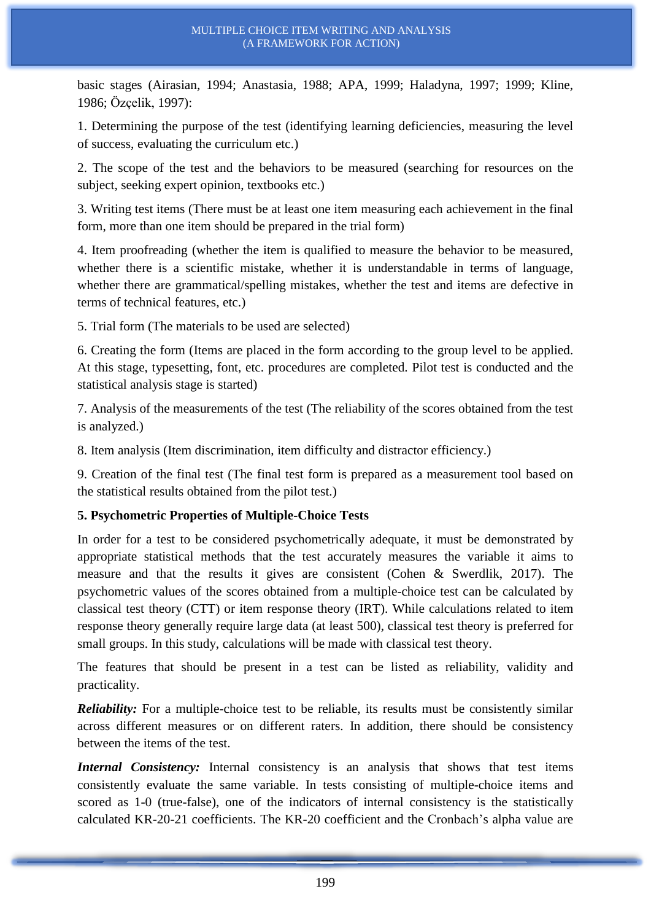basic stages (Airasian, 1994; Anastasia, 1988; APA, 1999; Haladyna, 1997; 1999; Kline, 1986; Özçelik, 1997):

1. Determining the purpose of the test (identifying learning deficiencies, measuring the level of success, evaluating the curriculum etc.)

2. The scope of the test and the behaviors to be measured (searching for resources on the subject, seeking expert opinion, textbooks etc.)

3. Writing test items (There must be at least one item measuring each achievement in the final form, more than one item should be prepared in the trial form)

4. Item proofreading (whether the item is qualified to measure the behavior to be measured, whether there is a scientific mistake, whether it is understandable in terms of language, whether there are grammatical/spelling mistakes, whether the test and items are defective in terms of technical features, etc.)

5. Trial form (The materials to be used are selected)

6. Creating the form (Items are placed in the form according to the group level to be applied. At this stage, typesetting, font, etc. procedures are completed. Pilot test is conducted and the statistical analysis stage is started)

7. Analysis of the measurements of the test (The reliability of the scores obtained from the test is analyzed.)

8. Item analysis (Item discrimination, item difficulty and distractor efficiency.)

9. Creation of the final test (The final test form is prepared as a measurement tool based on the statistical results obtained from the pilot test.)

### 5. Psychometric Properties of Multiple-Choice Tests

In order for a test to be considered psychometrically adequate, it must be demonstrated by appropriate statistical methods that the test accurately measures the variable it aims to measure and that the results it gives are consistent (Cohen & Swerdlik, 2017). The psychometric values of the scores obtained from a multiple-choice test can be calculated by classical test theory (CTT) or item response theory (IRT). While calculations related to item response theory generally require large data (at least 500), classical test theory is preferred for small groups. In this study, calculations will be made with classical test theory.

The features that should be present in a test can be listed as reliability, validity and practicality.

***Reliability:*** For a multiple-choice test to be reliable, its results must be consistently similar across different measures or on different raters. In addition, there should be consistency between the items of the test.

***Internal Consistency:*** Internal consistency is an analysis that shows that test items consistently evaluate the same variable. In tests consisting of multiple-choice items and scored as 1-0 (true-false), one of the indicators of internal consistency is the statistically calculated KR-20-21 coefficients. The KR-20 coefficient and the Cronbach's alpha value are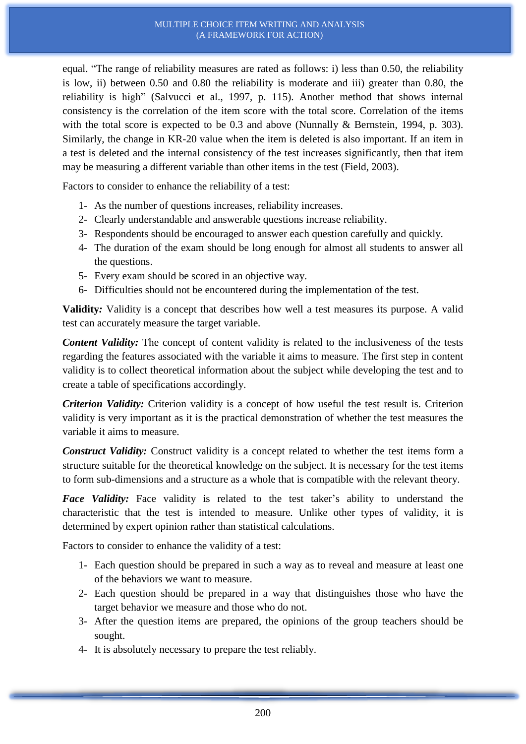equal. “The range of reliability measures are rated as follows: i) less than 0.50, the reliability is low, ii) between 0.50 and 0.80 the reliability is moderate and iii) greater than 0.80, the reliability is high” (Salvucci et al., 1997, p. 115). Another method that shows internal consistency is the correlation of the item score with the total score. Correlation of the items with the total score is expected to be 0.3 and above (Nunnally & Bernstein, 1994, p. 303). Similarly, the change in KR-20 value when the item is deleted is also important. If an item in a test is deleted and the internal consistency of the test increases significantly, then that item may be measuring a different variable than other items in the test (Field, 2003).

Factors to consider to enhance the reliability of a test:

1- As the number of questions increases, reliability increases.
2- Clearly understandable and answerable questions increase reliability.
3- Respondents should be encouraged to answer each question carefully and quickly.
4- The duration of the exam should be long enough for almost all students to answer all the questions.
5- Every exam should be scored in an objective way.
6- Difficulties should not be encountered during the implementation of the test.

**Validity*:*** Validity is a concept that describes how well a test measures its purpose. A valid test can accurately measure the target variable.

***Content Validity:*** The concept of content validity is related to the inclusiveness of the tests regarding the features associated with the variable it aims to measure. The first step in content validity is to collect theoretical information about the subject while developing the test and to create a table of specifications accordingly.

***Criterion Validity:*** Criterion validity is a concept of how useful the test result is. Criterion validity is very important as it is the practical demonstration of whether the test measures the variable it aims to measure.

***Construct Validity:*** Construct validity is a concept related to whether the test items form a structure suitable for the theoretical knowledge on the subject. It is necessary for the test items to form sub-dimensions and a structure as a whole that is compatible with the relevant theory.

***Face Validity:*** Face validity is related to the test taker’s ability to understand the characteristic that the test is intended to measure. Unlike other types of validity, it is determined by expert opinion rather than statistical calculations.

Factors to consider to enhance the validity of a test:

1- Each question should be prepared in such a way as to reveal and measure at least one of the behaviors we want to measure.
2- Each question should be prepared in a way that distinguishes those who have the target behavior we measure and those who do not.
3- After the question items are prepared, the opinions of the group teachers should be sought.
4- It is absolutely necessary to prepare the test reliably.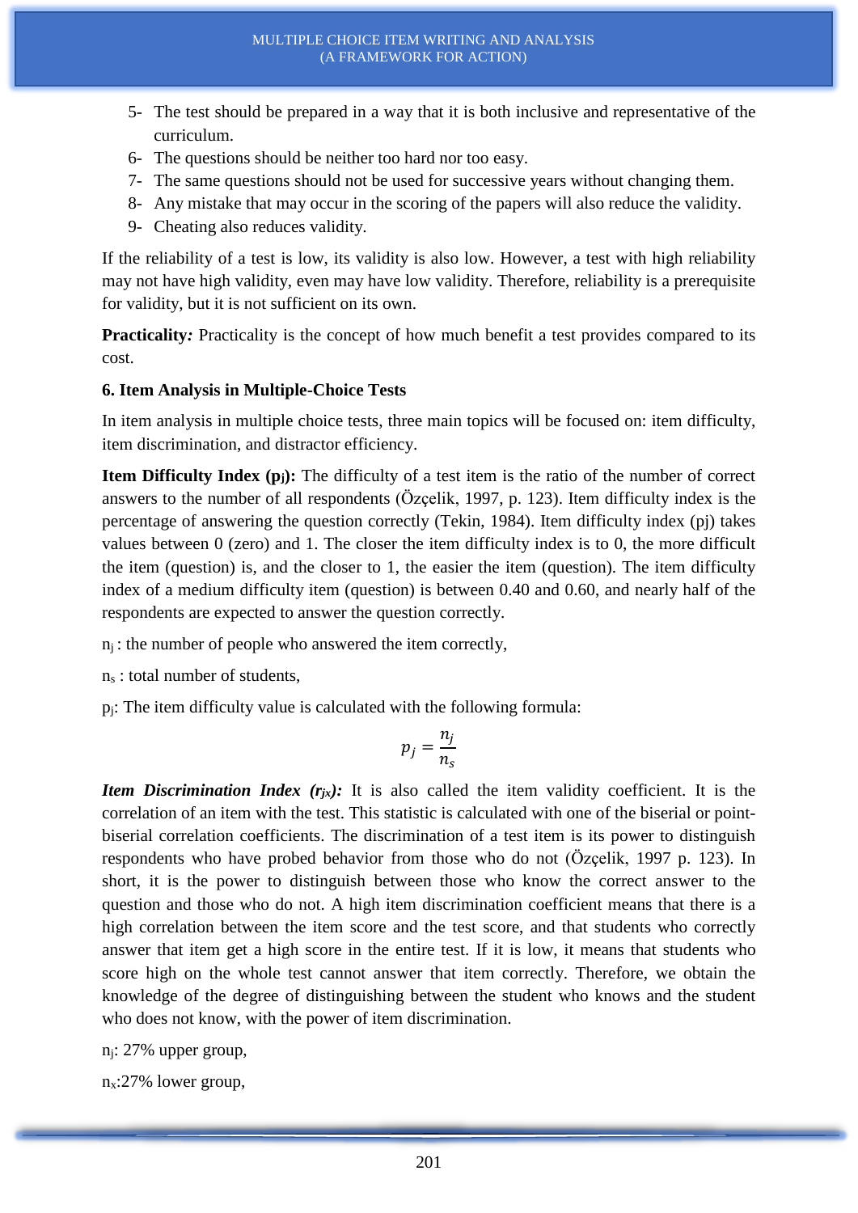5- The test should be prepared in a way that it is both inclusive and representative of the curriculum.
6- The questions should be neither too hard nor too easy.
7- The same questions should not be used for successive years without changing them.
8- Any mistake that may occur in the scoring of the papers will also reduce the validity.
9- Cheating also reduces validity.

If the reliability of a test is low, its validity is also low. However, a test with high reliability may not have high validity, even may have low validity. Therefore, reliability is a prerequisite for validity, but it is not sufficient on its own.

**Practicality*:*** Practicality is the concept of how much benefit a test provides compared to its cost.

**6. Item Analysis in Multiple-Choice Tests**

In item analysis in multiple choice tests, three main topics will be focused on: item difficulty, item discrimination, and distractor efficiency.

**Item Difficulty Index ($p_j$):** The difficulty of a test item is the ratio of the number of correct answers to the number of all respondents (Özçelik, 1997, p. 123). Item difficulty index is the percentage of answering the question correctly (Tekin, 1984). Item difficulty index (pj) takes values between 0 (zero) and 1. The closer the item difficulty index is to 0, the more difficult the item (question) is, and the closer to 1, the easier the item (question). The item difficulty index of a medium difficulty item (question) is between 0.40 and 0.60, and nearly half of the respondents are expected to answer the question correctly.

$n_j$ : the number of people who answered the item correctly,

$n_s$ : total number of students,

$p_j$: The item difficulty value is calculated with the following formula:

$$p_j = \frac{n_j}{n_s}$$

***Item Discrimination Index ($r_{jx}$):*** It is also called the item validity coefficient. It is the correlation of an item with the test. This statistic is calculated with one of the biserial or point-biserial correlation coefficients. The discrimination of a test item is its power to distinguish respondents who have probed behavior from those who do not (Özçelik, 1997 p. 123). In short, it is the power to distinguish between those who know the correct answer to the question and those who do not. A high item discrimination coefficient means that there is a high correlation between the item score and the test score, and that students who correctly answer that item get a high score in the entire test. If it is low, it means that students who score high on the whole test cannot answer that item correctly. Therefore, we obtain the knowledge of the degree of distinguishing between the student who knows and the student who does not know, with the power of item discrimination.

$n_j$: 27% upper group,

$n_x$:27% lower group,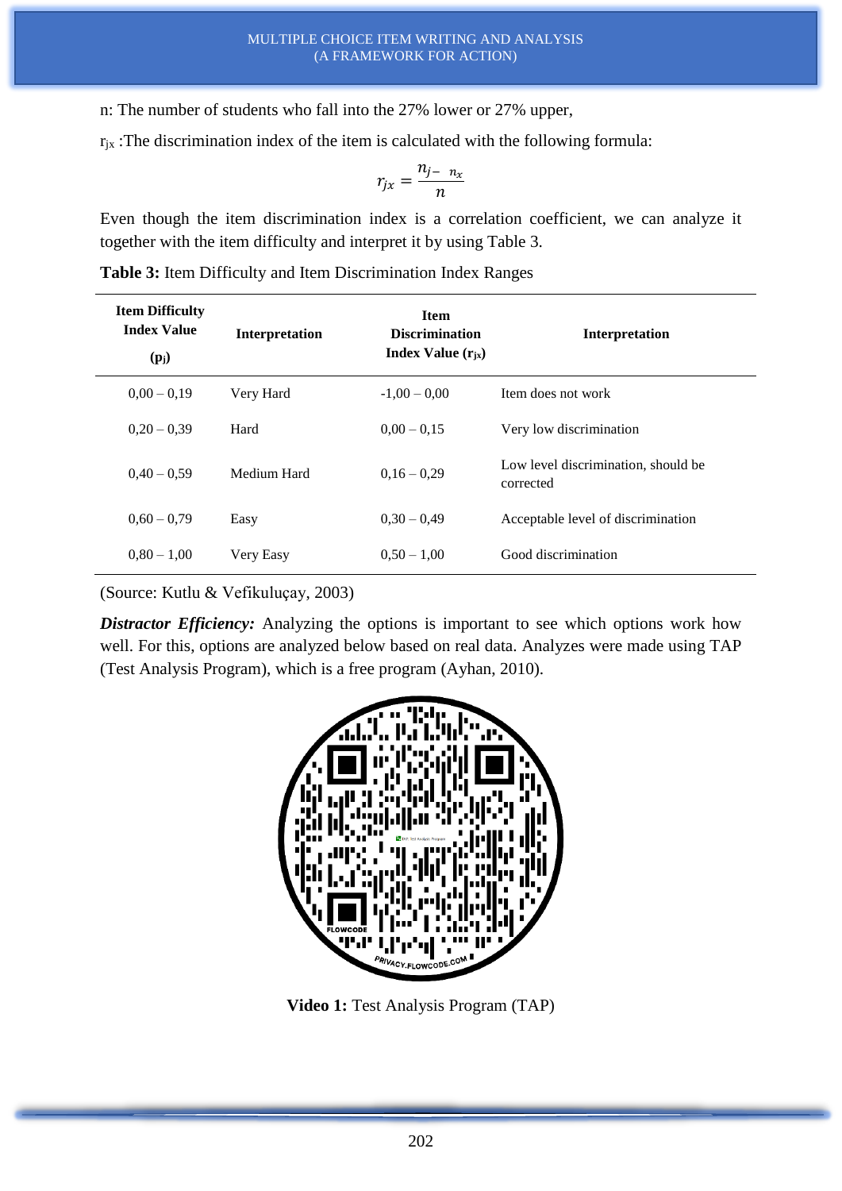n: The number of students who fall into the 27% lower or 27% upper,

$r_{jx}$ :The discrimination index of the item is calculated with the following formula:

$$r_{jx} = \frac{n_{j-} \; n_x}{n}$$

Even though the item discrimination index is a correlation coefficient, we can analyze it together with the item difficulty and interpret it by using Table 3.

**Table 3:** Item Difficulty and Item Discrimination Index Ranges

| Item Difficulty Index Value ($p_j$) | Interpretation | Item Discrimination Index Value ($r_{jx}$) | Interpretation |
|---|---|---|---|
| 0,00 – 0,19 | Very Hard | -1,00 – 0,00 | Item does not work |
| 0,20 – 0,39 | Hard | 0,00 – 0,15 | Very low discrimination |
| 0,40 – 0,59 | Medium Hard | 0,16 – 0,29 | Low level discrimination, should be corrected |
| 0,60 – 0,79 | Easy | 0,30 – 0,49 | Acceptable level of discrimination |
| 0,80 – 1,00 | Very Easy | 0,50 – 1,00 | Good discrimination |

(Source: Kutlu & Vefikuluçay, 2003)

***Distractor Efficiency:*** Analyzing the options is important to see which options work how well. For this, options are analyzed below based on real data. Analyzes were made using TAP (Test Analysis Program), which is a free program (Ayhan, 2010).

**Video 1:** Test Analysis Program (TAP)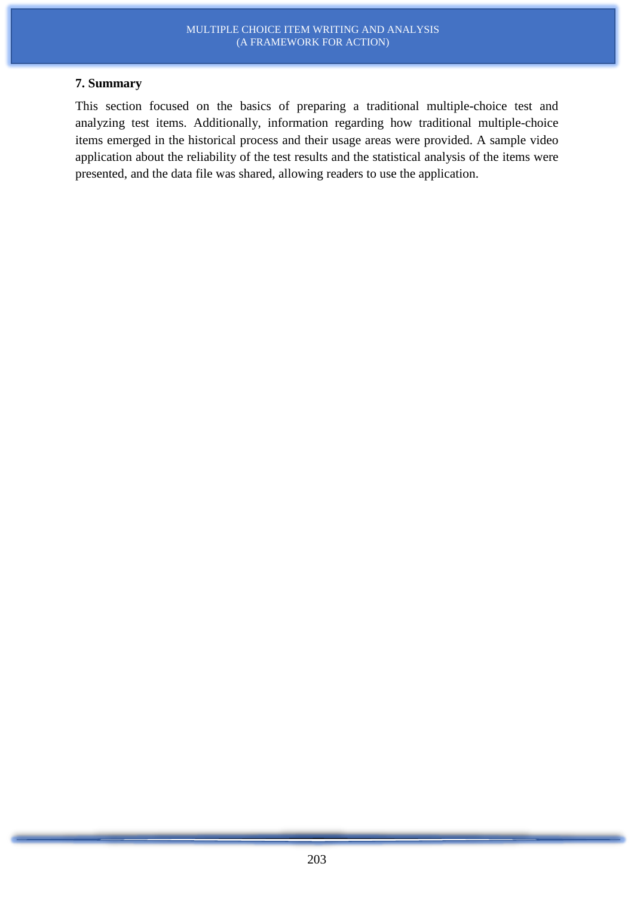## 7. Summary

This section focused on the basics of preparing a traditional multiple-choice test and analyzing test items. Additionally, information regarding how traditional multiple-choice items emerged in the historical process and their usage areas were provided. A sample video application about the reliability of the test results and the statistical analysis of the items were presented, and the data file was shared, allowing readers to use the application.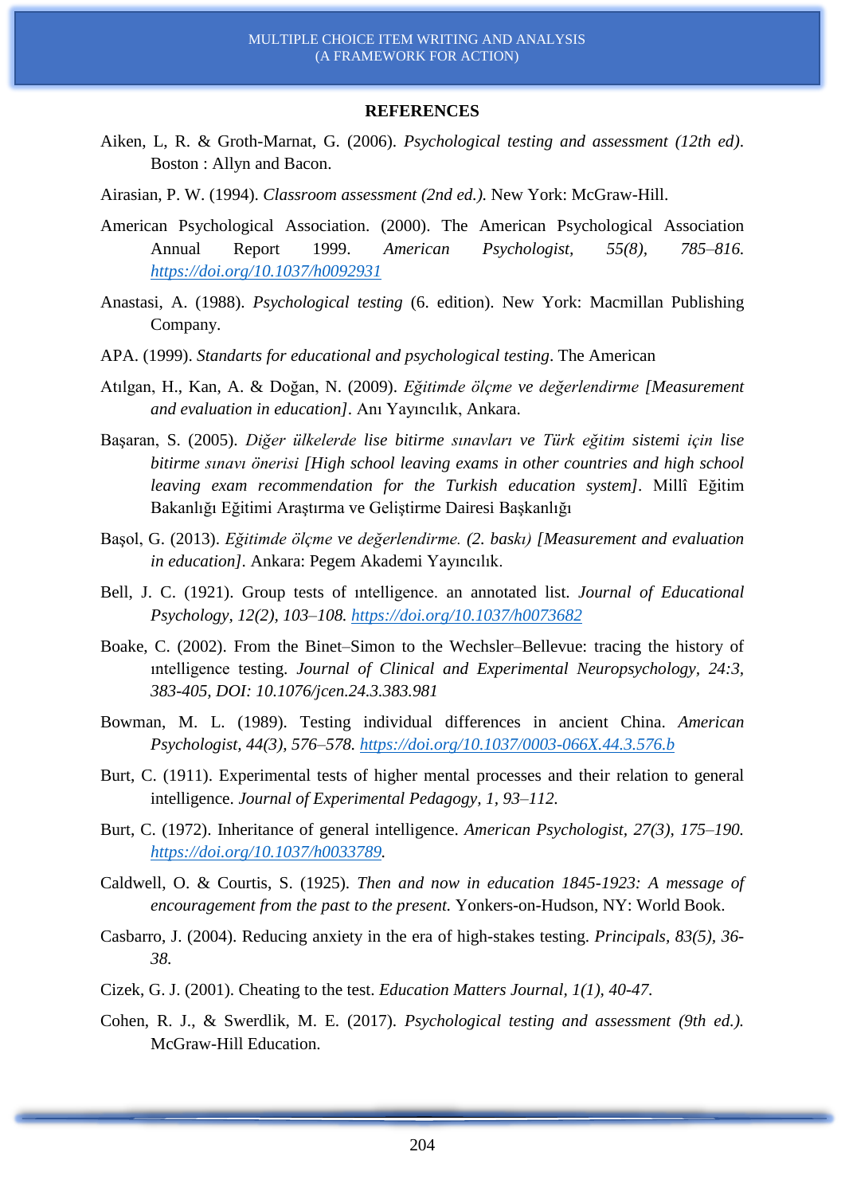## REFERENCES

Aiken, L, R. & Groth-Marnat, G. (2006). *Psychological testing and assessment (12th ed).* Boston : Allyn and Bacon.

Airasian, P. W. (1994). *Classroom assessment (2nd ed.).* New York: McGraw-Hill.

American Psychological Association. (2000). The American Psychological Association Annual Report 1999. *American Psychologist, 55(8), 785–816.* https://doi.org/10.1037/h0092931

Anastasi, A. (1988). *Psychological testing* (6. edition). New York: Macmillan Publishing Company.

APA. (1999). *Standarts for educational and psychological testing*. The American

Atılgan, H., Kan, A. & Doğan, N. (2009). *Eğitimde ölçme ve değerlendirme [Measurement and evaluation in education]*. Anı Yayıncılık, Ankara.

Başaran, S. (2005). *Diğer ülkelerde lise bitirme sınavları ve Türk eğitim sistemi için lise bitirme sınavı önerisi [High school leaving exams in other countries and high school leaving exam recommendation for the Turkish education system]*. Millî Eğitim Bakanlığı Eğitimi Araştırma ve Geliştirme Dairesi Başkanlığı

Başol, G. (2013). *Eğitimde ölçme ve değerlendirme. (2. baskı) [Measurement and evaluation in education]*. Ankara: Pegem Akademi Yayıncılık.

Bell, J. C. (1921). Group tests of ıntelligence. an annotated list. *Journal of Educational Psychology, 12(2), 103–108.* https://doi.org/10.1037/h0073682

Boake, C. (2002). From the Binet–Simon to the Wechsler–Bellevue: tracing the history of ıntelligence testing. *Journal of Clinical and Experimental Neuropsychology, 24:3, 383-405, DOI: 10.1076/jcen.24.3.383.981*

Bowman, M. L. (1989). Testing individual differences in ancient China. *American Psychologist, 44(3), 576–578.* https://doi.org/10.1037/0003-066X.44.3.576.b

Burt, C. (1911). Experimental tests of higher mental processes and their relation to general intelligence. *Journal of Experimental Pedagogy, 1, 93–112.*

Burt, C. (1972). Inheritance of general intelligence. *American Psychologist, 27(3), 175–190.* https://doi.org/10.1037/h0033789.

Caldwell, O. & Courtis, S. (1925). *Then and now in education 1845-1923: A message of encouragement from the past to the present.* Yonkers-on-Hudson, NY: World Book.

Casbarro, J. (2004). Reducing anxiety in the era of high-stakes testing. *Principals, 83(5), 36-38.*

Cizek, G. J. (2001). Cheating to the test. *Education Matters Journal, 1(1), 40-47.*

Cohen, R. J., & Swerdlik, M. E. (2017). *Psychological testing and assessment (9th ed.).* McGraw-Hill Education.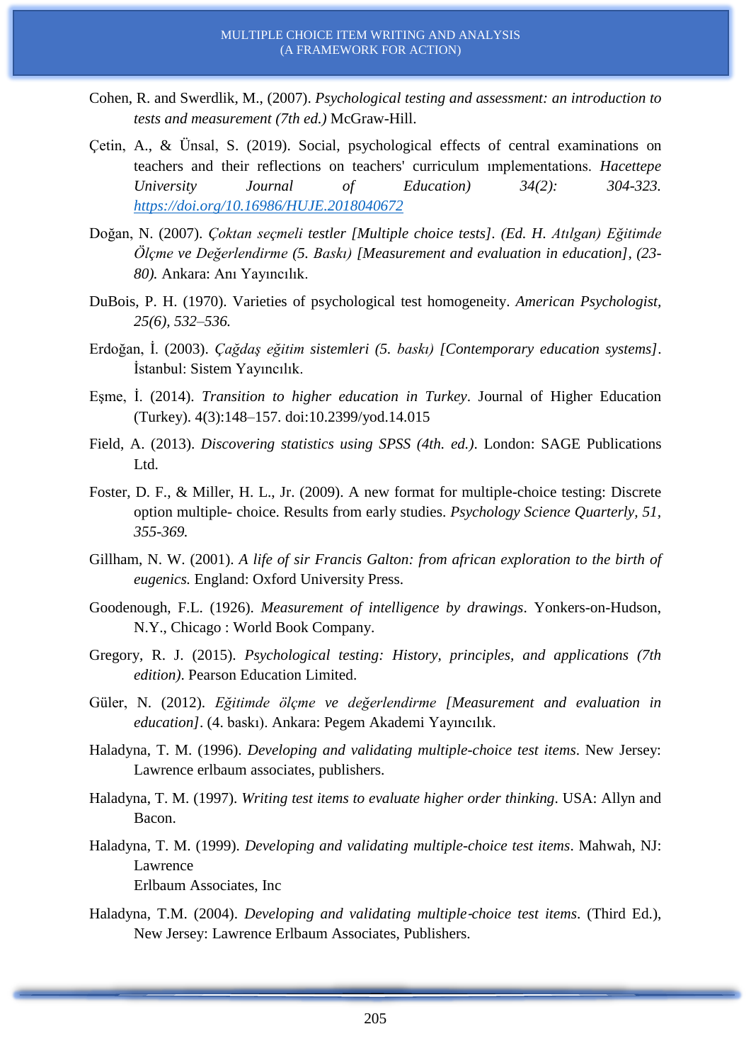Cohen, R. and Swerdlik, M., (2007). *Psychological testing and assessment: an introduction to tests and measurement (7th ed.)* McGraw-Hill.

Çetin, A., & Ünsal, S. (2019). Social, psychological effects of central examinations on teachers and their reflections on teachers' curriculum ımplementations. *Hacettepe University Journal of Education) 34(2): 304-323.* [https://doi.org/10.16986/HUJE.2018040672](https://doi.org/10.16986/HUJE.2018040672)

Doğan, N. (2007). *Çoktan seçmeli testler [Multiple choice tests]. (Ed. H. Atılgan) Eğitimde Ölçme ve Değerlendirme (5. Baskı) [Measurement and evaluation in education], (23-80).* Ankara: Anı Yayıncılık.

DuBois, P. H. (1970). Varieties of psychological test homogeneity. *American Psychologist, 25(6), 532–536.*

Erdoğan, İ. (2003). *Çağdaş eğitim sistemleri (5. baskı) [Contemporary education systems]*. İstanbul: Sistem Yayıncılık.

Eşme, İ. (2014). *Transition to higher education in Turkey*. Journal of Higher Education (Turkey). 4(3):148–157. doi:10.2399/yod.14.015

Field, A. (2013). *Discovering statistics using SPSS (4th. ed.)*. London: SAGE Publications Ltd.

Foster, D. F., & Miller, H. L., Jr. (2009). A new format for multiple-choice testing: Discrete option multiple- choice. Results from early studies. *Psychology Science Quarterly, 51, 355-369.*

Gillham, N. W. (2001). *A life of sir Francis Galton: from african exploration to the birth of eugenics.* England: Oxford University Press.

Goodenough, F.L. (1926). *Measurement of intelligence by drawings*. Yonkers-on-Hudson, N.Y., Chicago : World Book Company.

Gregory, R. J. (2015). *Psychological testing: History, principles, and applications (7th edition)*. Pearson Education Limited.

Güler, N. (2012). *Eğitimde ölçme ve değerlendirme [Measurement and evaluation in education]*. (4. baskı). Ankara: Pegem Akademi Yayıncılık.

Haladyna, T. M. (1996). *Developing and validating multiple-choice test items*. New Jersey: Lawrence erlbaum associates, publishers.

Haladyna, T. M. (1997). *Writing test items to evaluate higher order thinking*. USA: Allyn and Bacon.

Haladyna, T. M. (1999). *Developing and validating multiple-choice test items*. Mahwah, NJ: Lawrence
Erlbaum Associates, Inc

Haladyna, T.M. (2004). *Developing and validating multiple-choice test items*. (Third Ed.), New Jersey: Lawrence Erlbaum Associates, Publishers.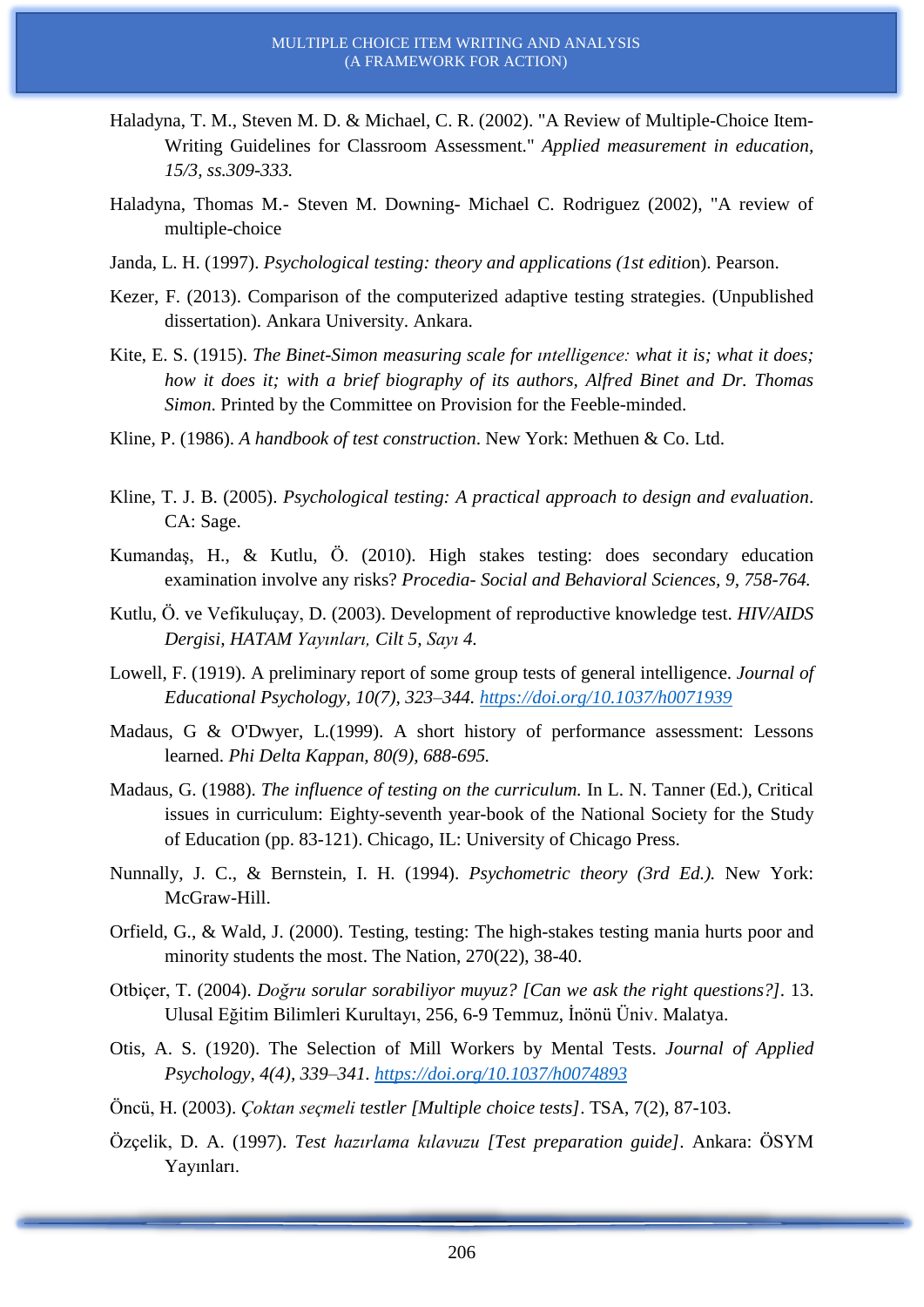Haladyna, T. M., Steven M. D. & Michael, C. R. (2002). "A Review of Multiple-Choice Item-Writing Guidelines for Classroom Assessment." *Applied measurement in education, 15/3, ss.309-333.*

Haladyna, Thomas M.- Steven M. Downing- Michael C. Rodriguez (2002), "A review of multiple-choice

Janda, L. H. (1997). *Psychological testing: theory and applications (1st editio*n). Pearson.

Kezer, F. (2013). Comparison of the computerized adaptive testing strategies. (Unpublished dissertation). Ankara University. Ankara.

Kite, E. S. (1915). *The Binet-Simon measuring scale for ıntelligence: what it is; what it does; how it does it; with a brief biography of its authors, Alfred Binet and Dr. Thomas Simon*. Printed by the Committee on Provision for the Feeble-minded.

Kline, P. (1986). *A handbook of test construction*. New York: Methuen & Co. Ltd.

Kline, T. J. B. (2005). *Psychological testing: A practical approach to design and evaluation*. CA: Sage.

Kumandaş, H., & Kutlu, Ö. (2010). High stakes testing: does secondary education examination involve any risks? *Procedia- Social and Behavioral Sciences, 9, 758-764.*

Kutlu, Ö. ve Vefikuluçay, D. (2003). Development of reproductive knowledge test. *HIV/AIDS Dergisi, HATAM Yayınları, Cilt 5, Sayı 4.*

Lowell, F. (1919). A preliminary report of some group tests of general intelligence. *Journal of Educational Psychology, 10(7), 323–344.* https://doi.org/10.1037/h0071939

Madaus, G & O'Dwyer, L.(1999). A short history of performance assessment: Lessons learned. *Phi Delta Kappan, 80(9), 688-695.*

Madaus, G. (1988). *The influence of testing on the curriculum.* In L. N. Tanner (Ed.), Critical issues in curriculum: Eighty-seventh year-book of the National Society for the Study of Education (pp. 83-121). Chicago, IL: University of Chicago Press.

Nunnally, J. C., & Bernstein, I. H. (1994). *Psychometric theory (3rd Ed.).* New York: McGraw-Hill.

Orfield, G., & Wald, J. (2000). Testing, testing: The high-stakes testing mania hurts poor and minority students the most. The Nation, 270(22), 38-40.

Otbiçer, T. (2004). *Doğru sorular sorabiliyor muyuz? [Can we ask the right questions?]*. 13. Ulusal Eğitim Bilimleri Kurultayı, 256, 6-9 Temmuz, İnönü Üniv. Malatya.

Otis, A. S. (1920). The Selection of Mill Workers by Mental Tests. *Journal of Applied Psychology, 4(4), 339–341.* https://doi.org/10.1037/h0074893

Öncü, H. (2003). *Çoktan seçmeli testler [Multiple choice tests]*. TSA, 7(2), 87-103.

Özçelik, D. A. (1997). *Test hazırlama kılavuzu [Test preparation guide]*. Ankara: ÖSYM Yayınları.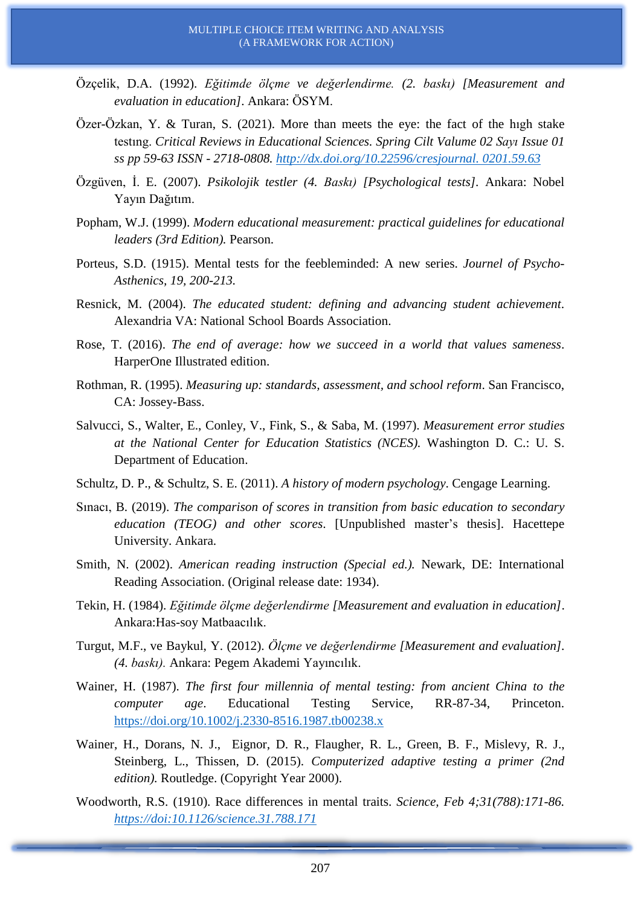Özçelik, D.A. (1992). *Eğitimde ölçme ve değerlendirme. (2. baskı) [Measurement and evaluation in education]*. Ankara: ÖSYM.

Özer-Özkan, Y. & Turan, S. (2021). More than meets the eye: the fact of the hıgh stake testıng. *Critical Reviews in Educational Sciences. Spring Cilt Valume 02 Sayı Issue 01 ss pp 59-63 ISSN - 2718-0808.* http://dx.doi.org/10.22596/cresjournal. 0201.59.63

Özgüven, İ. E. (2007). *Psikolojik testler (4. Baskı) [Psychological tests]*. Ankara: Nobel Yayın Dağıtım.

Popham, W.J. (1999). *Modern educational measurement: practical guidelines for educational leaders (3rd Edition).* Pearson.

Porteus, S.D. (1915). Mental tests for the feebleminded: A new series. *Journel of Psycho-Asthenics, 19, 200-213.*

Resnick, M. (2004). *The educated student: defining and advancing student achievement*. Alexandria VA: National School Boards Association.

Rose, T. (2016). *The end of average: how we succeed in a world that values sameness*. HarperOne Illustrated edition.

Rothman, R. (1995). *Measuring up: standards, assessment, and school reform*. San Francisco, CA: Jossey-Bass.

Salvucci, S., Walter, E., Conley, V., Fink, S., & Saba, M. (1997). *Measurement error studies at the National Center for Education Statistics (NCES).* Washington D. C.: U. S. Department of Education.

Schultz, D. P., & Schultz, S. E. (2011). *A history of modern psychology*. Cengage Learning.

Sınacı, B. (2019). *The comparison of scores in transition from basic education to secondary education (TEOG) and other scores*. [Unpublished master's thesis]. Hacettepe University. Ankara.

Smith, N. (2002). *American reading instruction (Special ed.).* Newark, DE: International Reading Association. (Original release date: 1934).

Tekin, H. (1984). *Eğitimde ölçme değerlendirme [Measurement and evaluation in education]*. Ankara:Has-soy Matbaacılık.

Turgut, M.F., ve Baykul, Y. (2012). *Ölçme ve değerlendirme [Measurement and evaluation]*. *(4. baskı).* Ankara: Pegem Akademi Yayıncılık.

Wainer, H. (1987). *The first four millennia of mental testing: from ancient China to the computer age*. Educational Testing Service, RR-87-34, Princeton. https://doi.org/10.1002/j.2330-8516.1987.tb00238.x

Wainer, H., Dorans, N. J., Eignor, D. R., Flaugher, R. L., Green, B. F., Mislevy, R. J., Steinberg, L., Thissen, D. (2015). *Computerized adaptive testing a primer (2nd edition).* Routledge. (Copyright Year 2000).

Woodworth, R.S. (1910). Race differences in mental traits. *Science, Feb 4;31(788):171-86. https://doi:10.1126/science.31.788.171*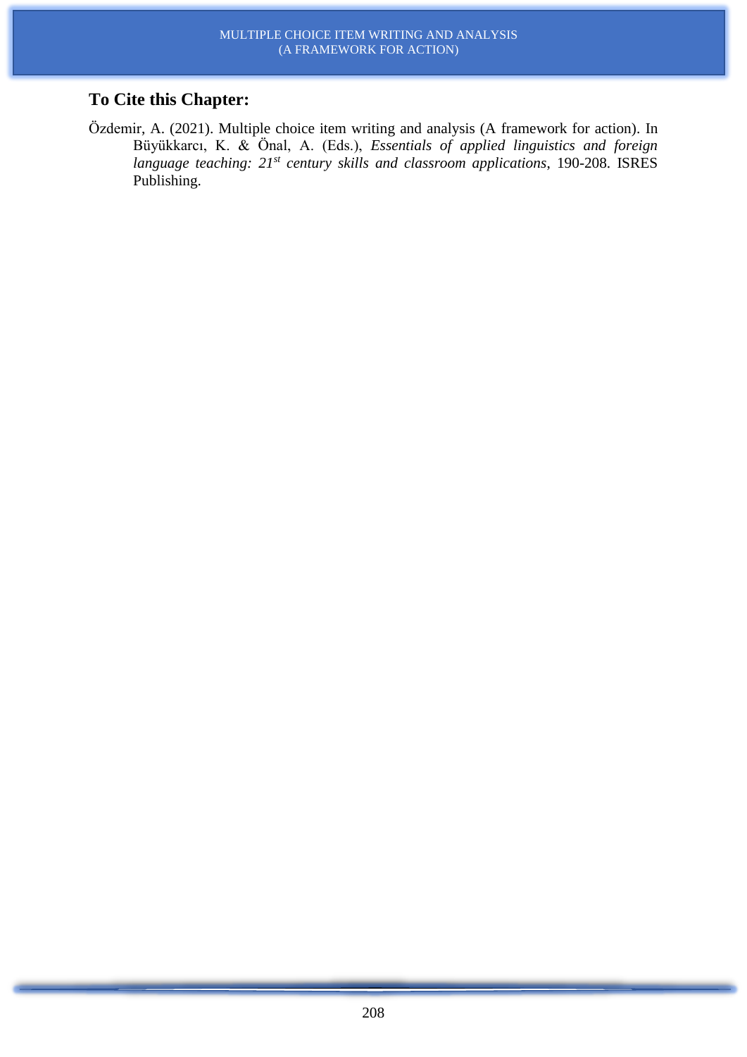## To Cite this Chapter:

Özdemir, A. (2021). Multiple choice item writing and analysis (A framework for action). In Büyükkarcı, K. & Önal, A. (Eds.), *Essentials of applied linguistics and foreign language teaching: 21st century skills and classroom applications,* 190-208. ISRES Publishing.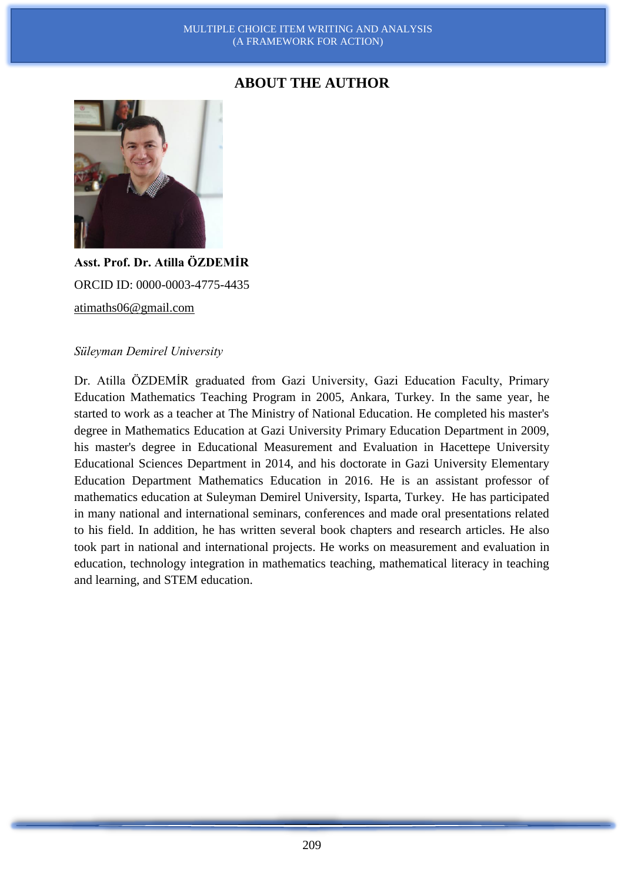## ABOUT THE AUTHOR

**Asst. Prof. Dr. Atilla ÖZDEMİR**

ORCID ID: 0000-0003-4775-4435

atimaths06@gmail.com

*Süleyman Demirel University*

Dr. Atilla ÖZDEMİR graduated from Gazi University, Gazi Education Faculty, Primary Education Mathematics Teaching Program in 2005, Ankara, Turkey. In the same year, he started to work as a teacher at The Ministry of National Education. He completed his master's degree in Mathematics Education at Gazi University Primary Education Department in 2009, his master's degree in Educational Measurement and Evaluation in Hacettepe University Educational Sciences Department in 2014, and his doctorate in Gazi University Elementary Education Department Mathematics Education in 2016. He is an assistant professor of mathematics education at Suleyman Demirel University, Isparta, Turkey. He has participated in many national and international seminars, conferences and made oral presentations related to his field. In addition, he has written several book chapters and research articles. He also took part in national and international projects. He works on measurement and evaluation in education, technology integration in mathematics teaching, mathematical literacy in teaching and learning, and STEM education.